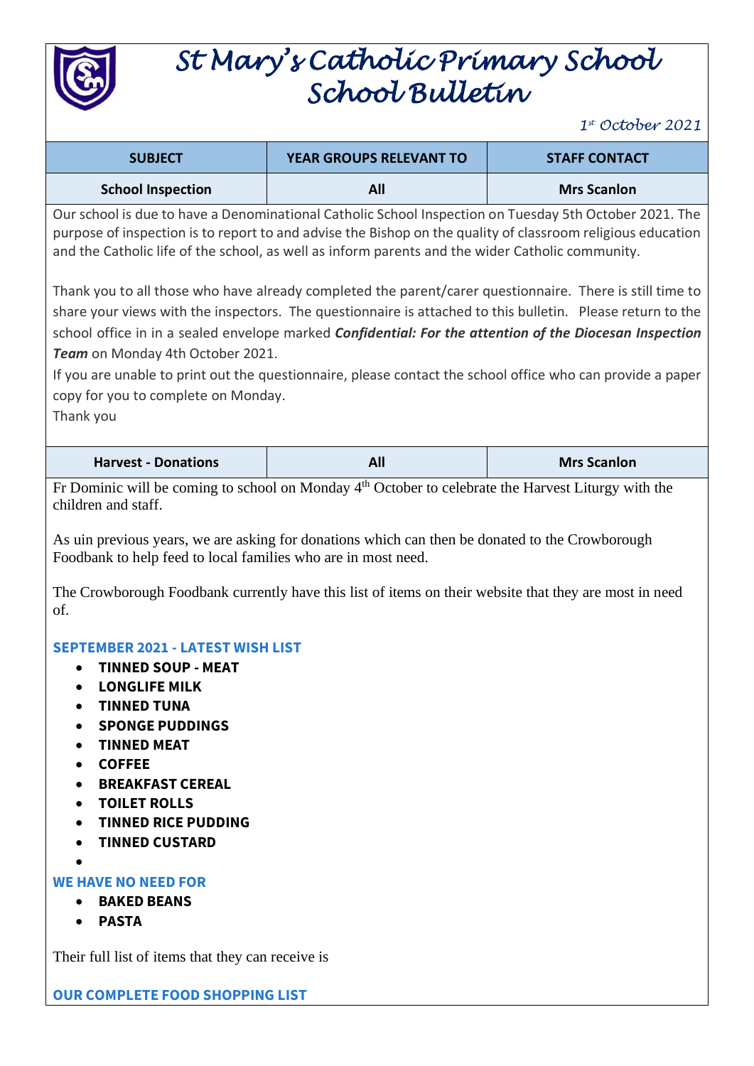# St Mary's Catholic Primary School
# School Bulletin

*1st October 2021*

| SUBJECT | YEAR GROUPS RELEVANT TO | STAFF CONTACT |
|---|---|---|
| **School Inspection** | **All** | **Mrs Scanlon** |

Our school is due to have a Denominational Catholic School Inspection on Tuesday 5th October 2021. The purpose of inspection is to report to and advise the Bishop on the quality of classroom religious education and the Catholic life of the school, as well as inform parents and the wider Catholic community.

Thank you to all those who have already completed the parent/carer questionnaire. There is still time to share your views with the inspectors. The questionnaire is attached to this bulletin. Please return to the school office in in a sealed envelope marked ***Confidential: For the attention of the Diocesan Inspection Team*** on Monday 4th October 2021.

If you are unable to print out the questionnaire, please contact the school office who can provide a paper copy for you to complete on Monday.

Thank you

| SUBJECT | YEAR GROUPS RELEVANT TO | STAFF CONTACT |
|---|---|---|
| **Harvest - Donations** | **All** | **Mrs Scanlon** |

Fr Dominic will be coming to school on Monday 4th October to celebrate the Harvest Liturgy with the children and staff.

As uin previous years, we are asking for donations which can then be donated to the Crowborough Foodbank to help feed to local families who are in most need.

The Crowborough Foodbank currently have this list of items on their website that they are most in need of.

**SEPTEMBER 2021 - LATEST WISH LIST**

- **TINNED SOUP - MEAT**
- **LONGLIFE MILK**
- **TINNED TUNA**
- **SPONGE PUDDINGS**
- **TINNED MEAT**
- **COFFEE**
- **BREAKFAST CEREAL**
- **TOILET ROLLS**
- **TINNED RICE PUDDING**
- **TINNED CUSTARD**

**WE HAVE NO NEED FOR**

- **BAKED BEANS**
- **PASTA**

Their full list of items that they can receive is

**OUR COMPLETE FOOD SHOPPING LIST**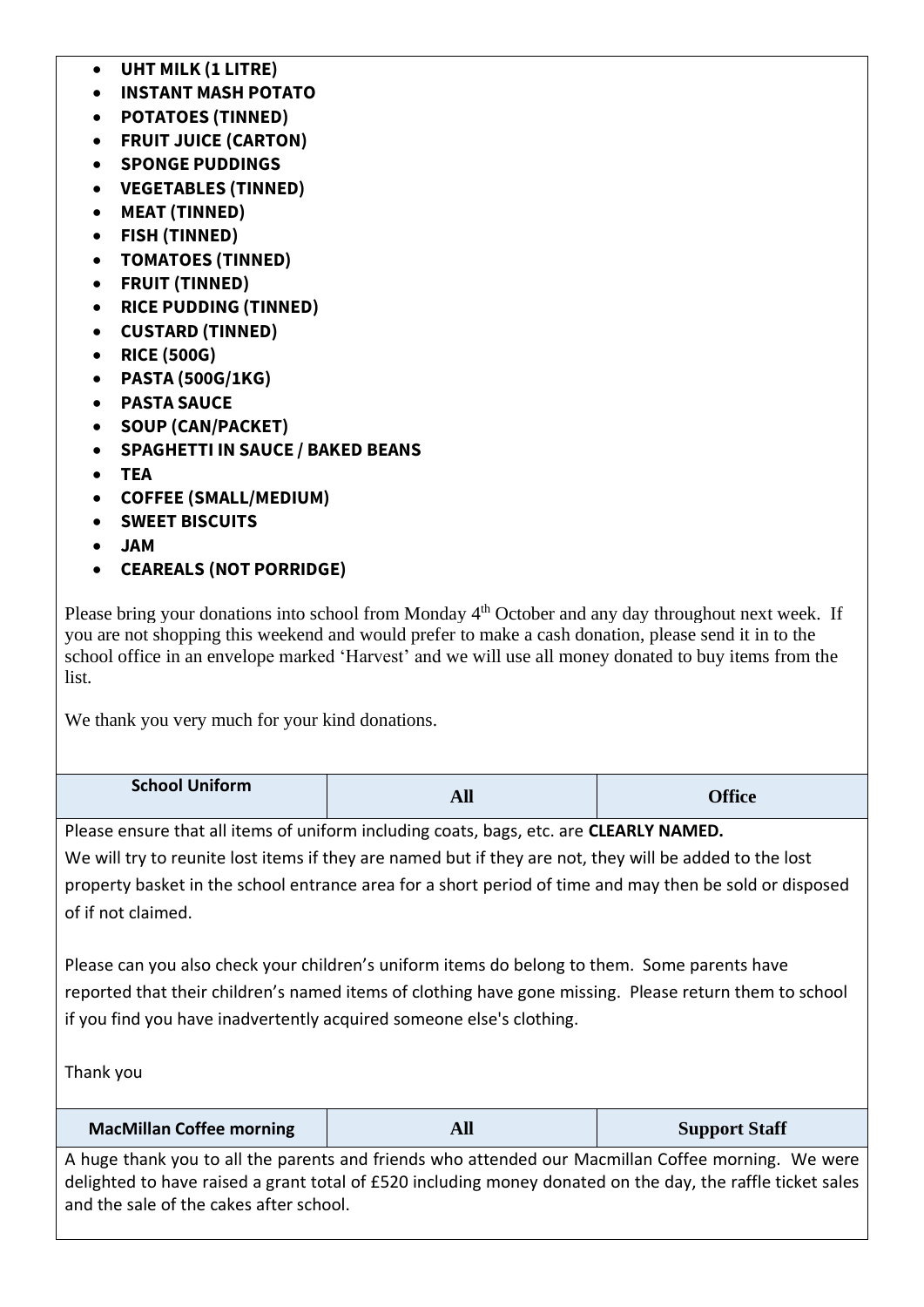- **UHT MILK (1 LITRE)**
- **INSTANT MASH POTATO**
- **POTATOES (TINNED)**
- **FRUIT JUICE (CARTON)**
- **SPONGE PUDDINGS**
- **VEGETABLES (TINNED)**
- **MEAT (TINNED)**
- **FISH (TINNED)**
- **TOMATOES (TINNED)**
- **FRUIT (TINNED)**
- **RICE PUDDING (TINNED)**
- **CUSTARD (TINNED)**
- **RICE (500G)**
- **PASTA (500G/1KG)**
- **PASTA SAUCE**
- **SOUP (CAN/PACKET)**
- **SPAGHETTI IN SAUCE / BAKED BEANS**
- **TEA**
- **COFFEE (SMALL/MEDIUM)**
- **SWEET BISCUITS**
- **JAM**
- **CEAREALS (NOT PORRIDGE)**

Please bring your donations into school from Monday 4th October and any day throughout next week. If you are not shopping this weekend and would prefer to make a cash donation, please send it in to the school office in an envelope marked 'Harvest' and we will use all money donated to buy items from the list.

We thank you very much for your kind donations.

| School Uniform | All | Office |
|---|---|---|

Please ensure that all items of uniform including coats, bags, etc. are **CLEARLY NAMED.**
We will try to reunite lost items if they are named but if they are not, they will be added to the lost property basket in the school entrance area for a short period of time and may then be sold or disposed of if not claimed.

Please can you also check your children's uniform items do belong to them. Some parents have reported that their children's named items of clothing have gone missing. Please return them to school if you find you have inadvertently acquired someone else's clothing.

Thank you

| MacMillan Coffee morning | All | Support Staff |
|---|---|---|

A huge thank you to all the parents and friends who attended our Macmillan Coffee morning. We were delighted to have raised a grant total of £520 including money donated on the day, the raffle ticket sales and the sale of the cakes after school.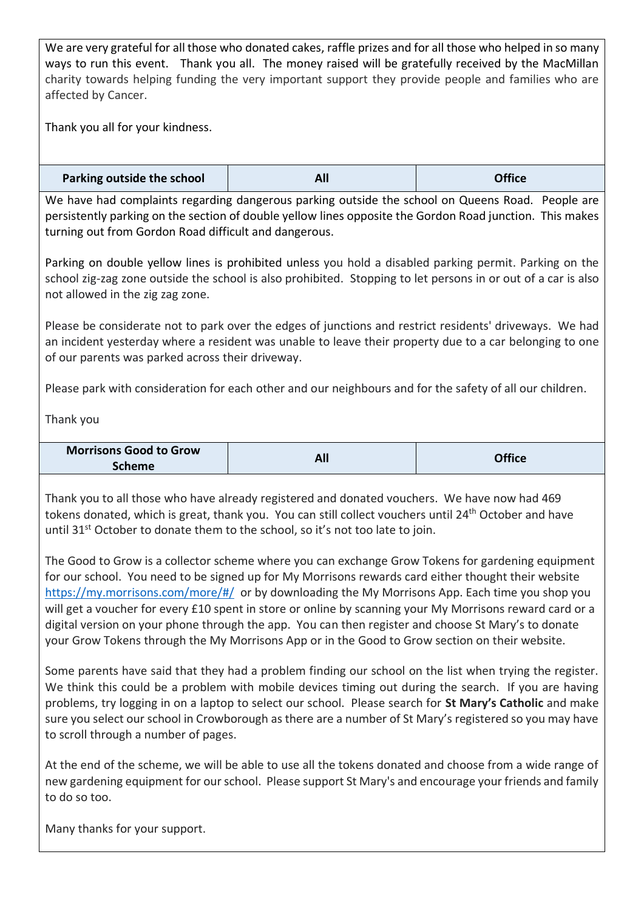We are very grateful for all those who donated cakes, raffle prizes and for all those who helped in so many ways to run this event. Thank you all. The money raised will be gratefully received by the MacMillan charity towards helping funding the very important support they provide people and families who are affected by Cancer.

Thank you all for your kindness.

| Parking outside the school | All | Office |
|---|---|---|

We have had complaints regarding dangerous parking outside the school on Queens Road. People are persistently parking on the section of double yellow lines opposite the Gordon Road junction. This makes turning out from Gordon Road difficult and dangerous.

Parking on double yellow lines is prohibited unless you hold a disabled parking permit. Parking on the school zig-zag zone outside the school is also prohibited. Stopping to let persons in or out of a car is also not allowed in the zig zag zone.

Please be considerate not to park over the edges of junctions and restrict residents' driveways. We had an incident yesterday where a resident was unable to leave their property due to a car belonging to one of our parents was parked across their driveway.

Please park with consideration for each other and our neighbours and for the safety of all our children.

Thank you

| Morrisons Good to Grow Scheme | All | Office |
|---|---|---|

Thank you to all those who have already registered and donated vouchers. We have now had 469 tokens donated, which is great, thank you. You can still collect vouchers until 24th October and have until 31st October to donate them to the school, so it's not too late to join.

The Good to Grow is a collector scheme where you can exchange Grow Tokens for gardening equipment for our school. You need to be signed up for My Morrisons rewards card either thought their website https://my.morrisons.com/more/#/ or by downloading the My Morrisons App. Each time you shop you will get a voucher for every £10 spent in store or online by scanning your My Morrisons reward card or a digital version on your phone through the app. You can then register and choose St Mary's to donate your Grow Tokens through the My Morrisons App or in the Good to Grow section on their website.

Some parents have said that they had a problem finding our school on the list when trying the register. We think this could be a problem with mobile devices timing out during the search. If you are having problems, try logging in on a laptop to select our school. Please search for **St Mary's Catholic** and make sure you select our school in Crowborough as there are a number of St Mary's registered so you may have to scroll through a number of pages.

At the end of the scheme, we will be able to use all the tokens donated and choose from a wide range of new gardening equipment for our school. Please support St Mary's and encourage your friends and family to do so too.

Many thanks for your support.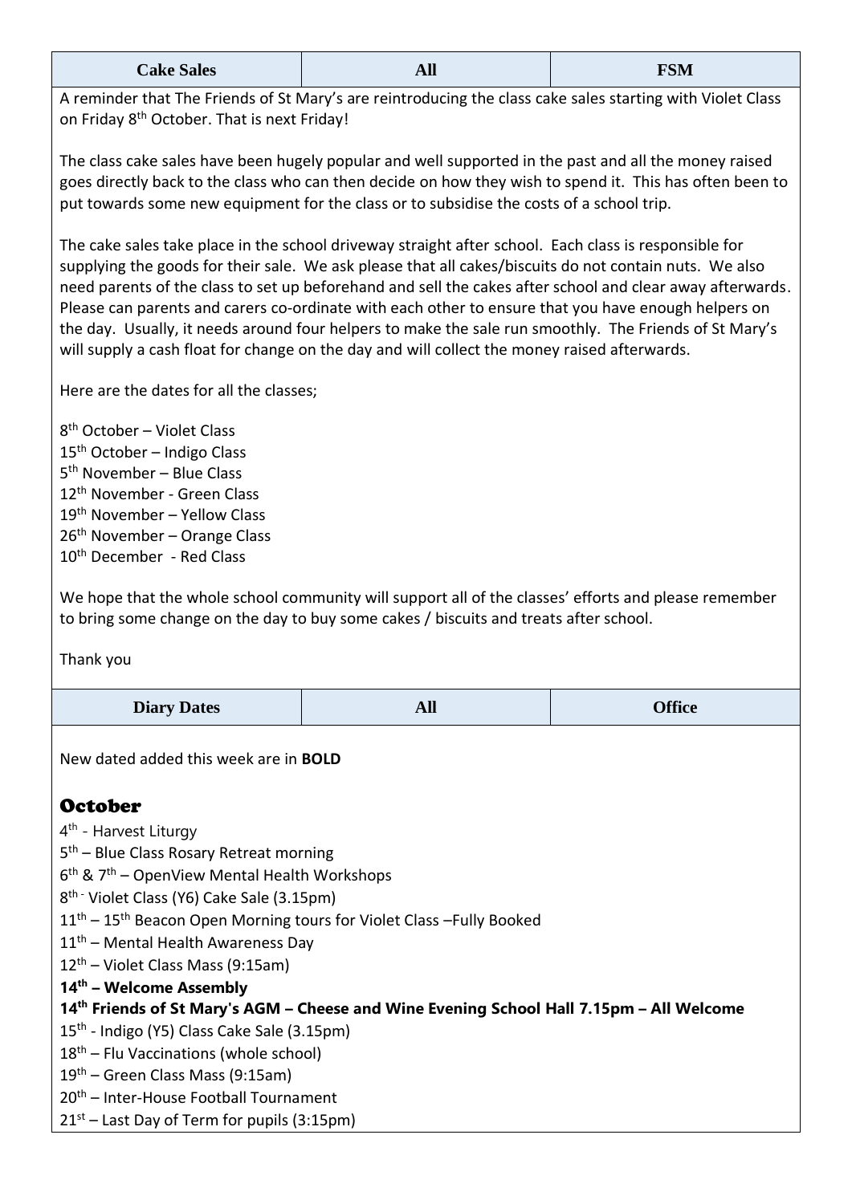| Cake Sales | All | FSM |
| --- | --- | --- |

A reminder that The Friends of St Mary's are reintroducing the class cake sales starting with Violet Class on Friday 8th October. That is next Friday!

The class cake sales have been hugely popular and well supported in the past and all the money raised goes directly back to the class who can then decide on how they wish to spend it. This has often been to put towards some new equipment for the class or to subsidise the costs of a school trip.

The cake sales take place in the school driveway straight after school. Each class is responsible for supplying the goods for their sale. We ask please that all cakes/biscuits do not contain nuts. We also need parents of the class to set up beforehand and sell the cakes after school and clear away afterwards. Please can parents and carers co-ordinate with each other to ensure that you have enough helpers on the day. Usually, it needs around four helpers to make the sale run smoothly. The Friends of St Mary's will supply a cash float for change on the day and will collect the money raised afterwards.

Here are the dates for all the classes;

8th October – Violet Class
15th October – Indigo Class
5th November – Blue Class
12th November - Green Class
19th November – Yellow Class
26th November – Orange Class
10th December - Red Class

We hope that the whole school community will support all of the classes' efforts and please remember to bring some change on the day to buy some cakes / biscuits and treats after school.

Thank you

| Diary Dates | All | Office |
| --- | --- | --- |

New dated added this week are in **BOLD**

## October

4th - Harvest Liturgy
5th – Blue Class Rosary Retreat morning
6th & 7th – OpenView Mental Health Workshops
8th - Violet Class (Y6) Cake Sale (3.15pm)
11th – 15th Beacon Open Morning tours for Violet Class –Fully Booked
11th – Mental Health Awareness Day
12th – Violet Class Mass (9:15am)
**14th – Welcome Assembly**
**14th Friends of St Mary's AGM – Cheese and Wine Evening School Hall 7.15pm – All Welcome**
15th - Indigo (Y5) Class Cake Sale (3.15pm)
18th – Flu Vaccinations (whole school)
19th – Green Class Mass (9:15am)
20th – Inter-House Football Tournament
21st – Last Day of Term for pupils (3:15pm)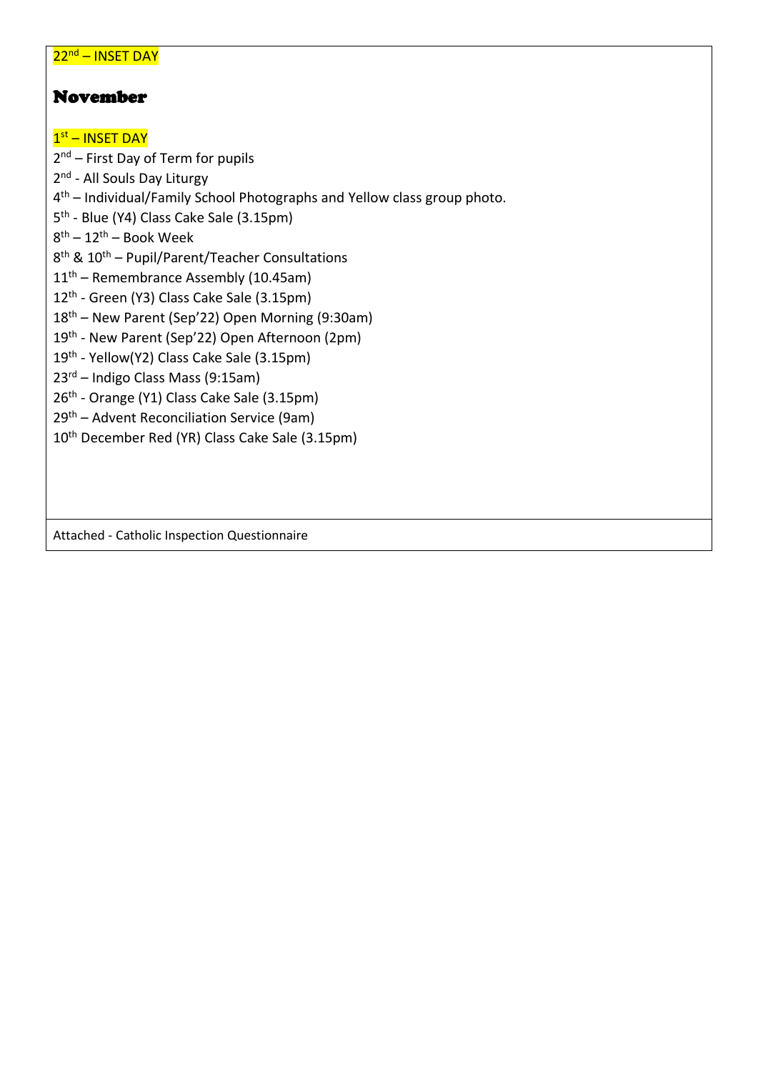22nd – INSET DAY

## November

1st – INSET DAY
2nd – First Day of Term for pupils
2nd - All Souls Day Liturgy
4th – Individual/Family School Photographs and Yellow class group photo.
5th - Blue (Y4) Class Cake Sale (3.15pm)
8th – 12th – Book Week
8th & 10th – Pupil/Parent/Teacher Consultations
11th – Remembrance Assembly (10.45am)
12th - Green (Y3) Class Cake Sale (3.15pm)
18th – New Parent (Sep'22) Open Morning (9:30am)
19th - New Parent (Sep'22) Open Afternoon (2pm)
19th - Yellow(Y2) Class Cake Sale (3.15pm)
23rd – Indigo Class Mass (9:15am)
26th - Orange (Y1) Class Cake Sale (3.15pm)
29th – Advent Reconciliation Service (9am)
10th December Red (YR) Class Cake Sale (3.15pm)

Attached - Catholic Inspection Questionnaire